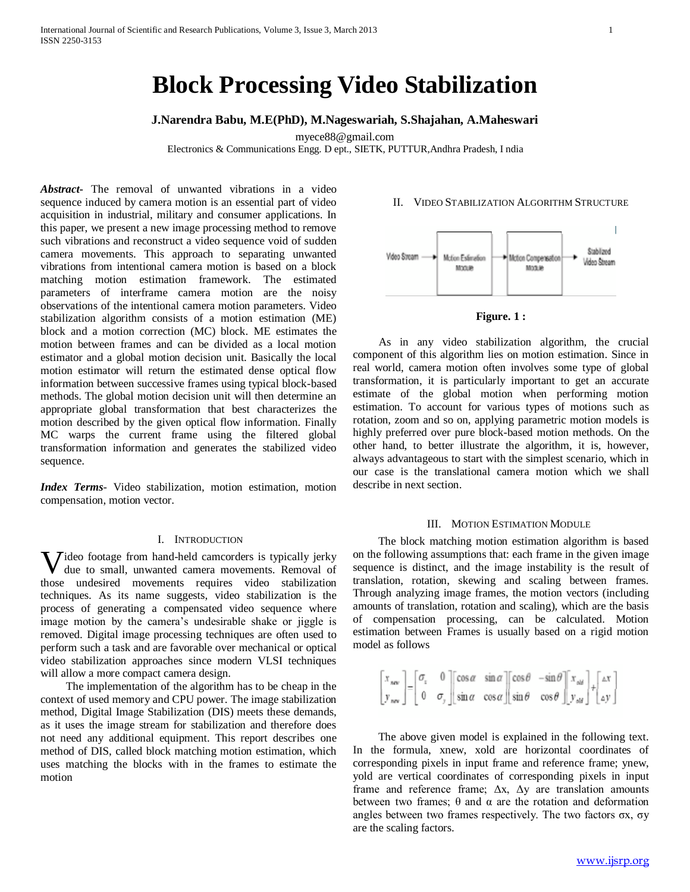# Block Processing Video Stabilization

**J.Narendra Babu, M.E(PhD), M.Nageswariah, S.Shajahan, A.Maheswari**

myece88@gmail.com

Electronics & Communications Engg. D ept., SIETK, PUTTUR,Andhra Pradesh, I ndia

***Abstract***- The removal of unwanted vibrations in a video sequence induced by camera motion is an essential part of video acquisition in industrial, military and consumer applications. In this paper, we present a new image processing method to remove such vibrations and reconstruct a video sequence void of sudden camera movements. This approach to separating unwanted vibrations from intentional camera motion is based on a block matching motion estimation framework. The estimated parameters of interframe camera motion are the noisy observations of the intentional camera motion parameters. Video stabilization algorithm consists of a motion estimation (ME) block and a motion correction (MC) block. ME estimates the motion between frames and can be divided as a local motion estimator and a global motion decision unit. Basically the local motion estimator will return the estimated dense optical flow information between successive frames using typical block-based methods. The global motion decision unit will then determine an appropriate global transformation that best characterizes the motion described by the given optical flow information. Finally MC warps the current frame using the filtered global transformation information and generates the stabilized video sequence.

***Index Terms***- Video stabilization, motion estimation, motion compensation, motion vector.

## I. Introduction

Video footage from hand-held camcorders is typically jerky due to small, unwanted camera movements. Removal of those undesired movements requires video stabilization techniques. As its name suggests, video stabilization is the process of generating a compensated video sequence where image motion by the camera's undesirable shake or jiggle is removed. Digital image processing techniques are often used to perform such a task and are favorable over mechanical or optical video stabilization approaches since modern VLSI techniques will allow a more compact camera design.

The implementation of the algorithm has to be cheap in the context of used memory and CPU power. The image stabilization method, Digital Image Stabilization (DIS) meets these demands, as it uses the image stream for stabilization and therefore does not need any additional equipment. This report describes one method of DIS, called block matching motion estimation, which uses matching the blocks with in the frames to estimate the motion

## II. Video Stabilization Algorithm Structure

Video Stream → Motion Estimation Module → Motion Compensation Module → Stablized Video Stream

**Figure. 1 :**

As in any video stabilization algorithm, the crucial component of this algorithm lies on motion estimation. Since in real world, camera motion often involves some type of global transformation, it is particularly important to get an accurate estimate of the global motion when performing motion estimation. To account for various types of motions such as rotation, zoom and so on, applying parametric motion models is highly preferred over pure block-based motion methods. On the other hand, to better illustrate the algorithm, it is, however, always advantageous to start with the simplest scenario, which in our case is the translational camera motion which we shall describe in next section.

## III. Motion Estimation Module

The block matching motion estimation algorithm is based on the following assumptions that: each frame in the given image sequence is distinct, and the image instability is the result of translation, rotation, skewing and scaling between frames. Through analyzing image frames, the motion vectors (including amounts of translation, rotation and scaling), which are the basis of compensation processing, can be calculated. Motion estimation between Frames is usually based on a rigid motion model as follows

$$\begin{bmatrix} x_{new} \\ y_{new} \end{bmatrix} = \begin{bmatrix} \sigma_x & 0 \\ 0 & \sigma_y \end{bmatrix} \begin{bmatrix} \cos\alpha & \sin\alpha \\ \sin\alpha & \cos\alpha \end{bmatrix} \begin{bmatrix} \cos\theta & -\sin\theta \\ \sin\theta & \cos\theta \end{bmatrix} \begin{bmatrix} x_{old} \\ y_{old} \end{bmatrix} + \begin{bmatrix} \Delta x \\ \Delta y \end{bmatrix}$$

The above given model is explained in the following text. In the formula, xnew, xold are horizontal coordinates of corresponding pixels in input frame and reference frame; ynew, yold are vertical coordinates of corresponding pixels in input frame and reference frame; $\Delta x$, $\Delta y$ are translation amounts between two frames; $\theta$ and $\alpha$ are the rotation and deformation angles between two frames respectively. The two factors $\sigma x$, $\sigma y$ are the scaling factors.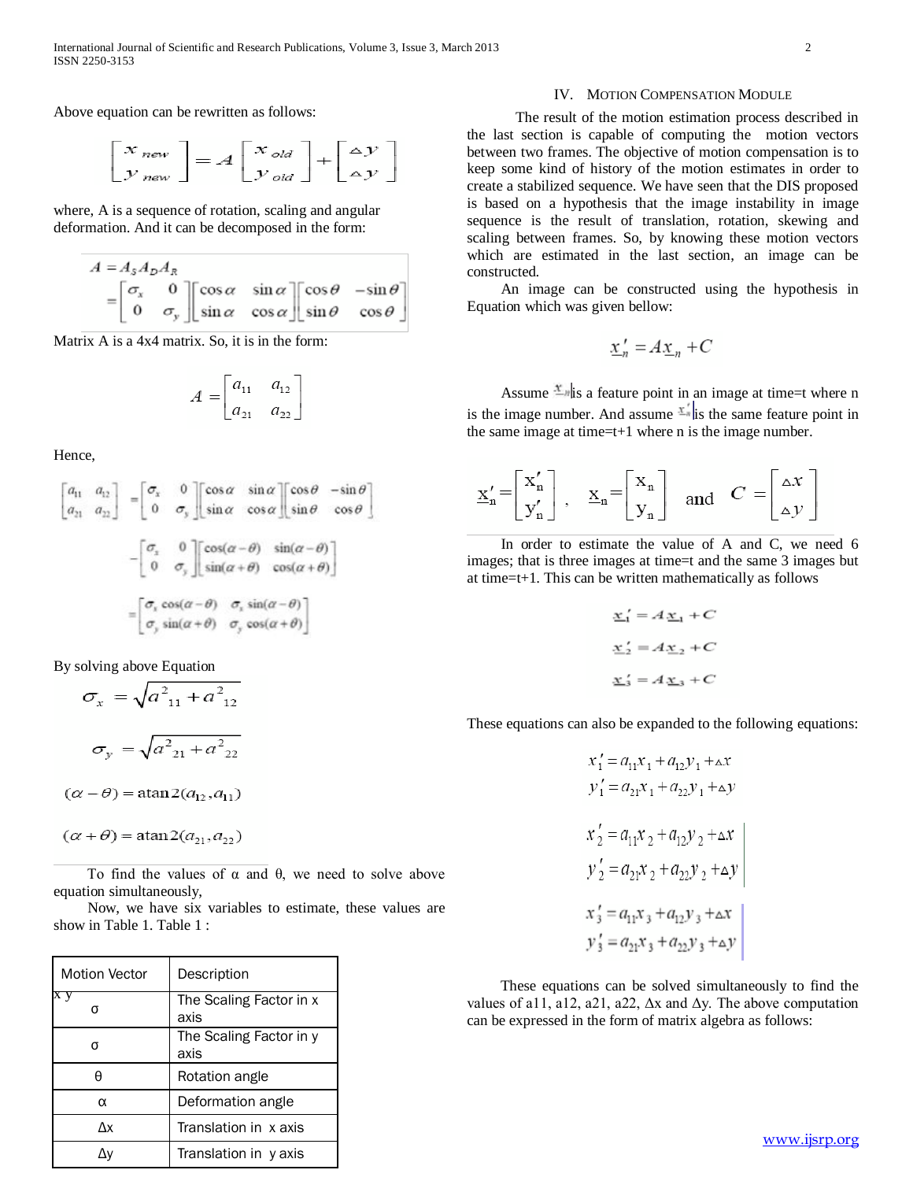Above equation can be rewritten as follows:

$$\begin{bmatrix} x_{new} \\ y_{new} \end{bmatrix} = A \begin{bmatrix} x_{old} \\ y_{old} \end{bmatrix} + \begin{bmatrix} \Delta y \\ \Delta y \end{bmatrix}$$

where, A is a sequence of rotation, scaling and angular deformation. And it can be decomposed in the form:

$$A = A_S A_D A_R = \begin{bmatrix} \sigma_x & 0 \\ 0 & \sigma_y \end{bmatrix} \begin{bmatrix} \cos\alpha & \sin\alpha \\ \sin\alpha & \cos\alpha \end{bmatrix} \begin{bmatrix} \cos\theta & -\sin\theta \\ \sin\theta & \cos\theta \end{bmatrix}$$

Matrix A is a 4x4 matrix. So, it is in the form:

$$A = \begin{bmatrix} a_{11} & a_{12} \\ a_{21} & a_{22} \end{bmatrix}$$

Hence,

$$\begin{bmatrix} a_{11} & a_{12} \\ a_{21} & a_{22} \end{bmatrix} = \begin{bmatrix} \sigma_x & 0 \\ 0 & \sigma_y \end{bmatrix} \begin{bmatrix} \cos\alpha & \sin\alpha \\ \sin\alpha & \cos\alpha \end{bmatrix} \begin{bmatrix} \cos\theta & -\sin\theta \\ \sin\theta & \cos\theta \end{bmatrix}$$

$$= \begin{bmatrix} \sigma_x & 0 \\ 0 & \sigma_y \end{bmatrix} \begin{bmatrix} \cos(\alpha-\theta) & \sin(\alpha-\theta) \\ \sin(\alpha+\theta) & \cos(\alpha+\theta) \end{bmatrix}$$

$$= \begin{bmatrix} \sigma_x \cos(\alpha-\theta) & \sigma_x \sin(\alpha-\theta) \\ \sigma_y \sin(\alpha+\theta) & \sigma_y \cos(\alpha+\theta) \end{bmatrix}$$

By solving above Equation

$$\sigma_x = \sqrt{a^2_{11} + a^2_{12}}$$

$$\sigma_y = \sqrt{a^2_{21} + a^2_{22}}$$

$$(\alpha - \theta) = \text{atan2}(a_{12}, a_{11})$$

$$(\alpha + \theta) = \text{atan2}(a_{21}, a_{22})$$

To find the values of α and θ, we need to solve above equation simultaneously,

Now, we have six variables to estimate, these values are show in Table 1. Table 1 :

| Motion Vector | Description |
|---|---|
| $\sigma_x$ | The Scaling Factor in x axis |
| $\sigma_y$ | The Scaling Factor in y axis |
| θ | Rotation angle |
| α | Deformation angle |
| Δx | Translation in x axis |
| Δy | Translation in y axis |

## IV. Motion Compensation Module

The result of the motion estimation process described in the last section is capable of computing the motion vectors between two frames. The objective of motion compensation is to keep some kind of history of the motion estimates in order to create a stabilized sequence. We have seen that the DIS proposed is based on a hypothesis that the image instability in image sequence is the result of translation, rotation, skewing and scaling between frames. So, by knowing these motion vectors which are estimated in the last section, an image can be constructed.

An image can be constructed using the hypothesis in Equation which was given bellow:

$$\underline{x}'_n = A\underline{x}_n + C$$

Assume $\underline{x}_n$ is a feature point in an image at time=t where n is the image number. And assume $\underline{x}'_n$ is the same feature point in the same image at time=t+1 where n is the image number.

$$\underline{x}'_n = \begin{bmatrix} x'_n \\ y'_n \end{bmatrix}, \quad \underline{x}_n = \begin{bmatrix} x_n \\ y_n \end{bmatrix} \quad \text{and} \quad C = \begin{bmatrix} \Delta x \\ \Delta y \end{bmatrix}$$

In order to estimate the value of A and C, we need 6 images; that is three images at time=t and the same 3 images but at time=t+1. This can be written mathematically as follows

$$\underline{x}'_1 = A\underline{x}_1 + C$$

$$\underline{x}'_2 = A\underline{x}_2 + C$$

$$\underline{x}'_3 = A\underline{x}_3 + C$$

These equations can also be expanded to the following equations:

$$x'_1 = a_{11}x_1 + a_{12}y_1 + \Delta x$$
$$y'_1 = a_{21}x_1 + a_{22}y_1 + \Delta y$$

$$x'_2 = a_{11}x_2 + a_{12}y_2 + \Delta x$$
$$y'_2 = a_{21}x_2 + a_{22}y_2 + \Delta y$$

$$x'_3 = a_{11}x_3 + a_{12}y_3 + \Delta x$$
$$y'_3 = a_{21}x_3 + a_{22}y_3 + \Delta y$$

These equations can be solved simultaneously to find the values of a11, a12, a21, a22, Δx and Δy. The above computation can be expressed in the form of matrix algebra as follows: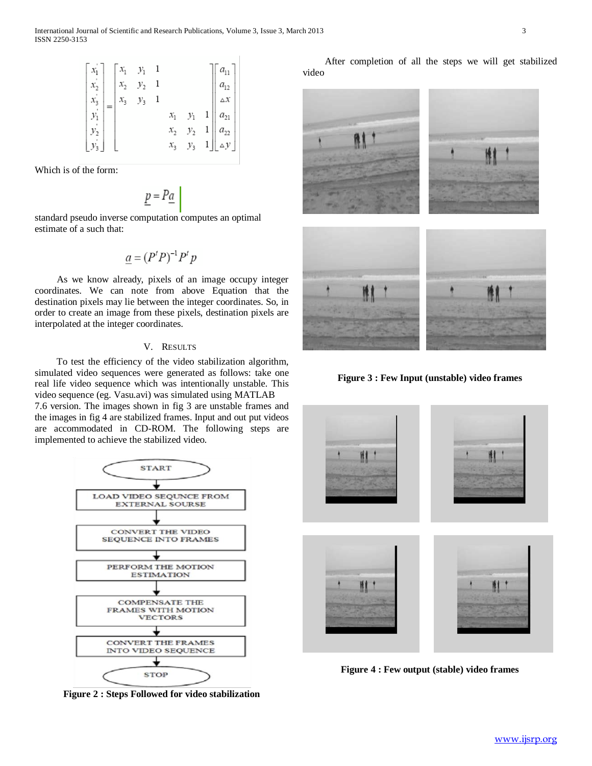$$\begin{bmatrix} x_1' \\ x_2' \\ x_3' \\ y_1' \\ y_2' \\ y_3' \end{bmatrix} = \begin{bmatrix} x_1 & y_1 & 1 & & & \\ x_2 & y_2 & 1 & & & \\ x_3 & y_3 & 1 & & & \\ & & & x_1 & y_1 & 1 \\ & & & x_2 & y_2 & 1 \\ & & & x_3 & y_3 & 1 \end{bmatrix} \begin{bmatrix} a_{11} \\ a_{12} \\ \Delta x \\ a_{21} \\ a_{22} \\ \Delta y \end{bmatrix}$$

Which is of the form:

$$\underline{p} = P\underline{a}$$

standard pseudo inverse computation computes an optimal estimate of a such that:

$$\underline{a} = (P^t P)^{-1} P^t p$$

As we know already, pixels of an image occupy integer coordinates. We can note from above Equation that the destination pixels may lie between the integer coordinates. So, in order to create an image from these pixels, destination pixels are interpolated at the integer coordinates.

## V. Results

To test the efficiency of the video stabilization algorithm, simulated video sequences were generated as follows: take one real life video sequence which was intentionally unstable. This video sequence (eg. Vasu.avi) was simulated using MATLAB 7.6 version. The images shown in fig 3 are unstable frames and the images in fig 4 are stabilized frames. Input and out put videos are accommodated in CD-ROM. The following steps are implemented to achieve the stabilized video.

START → LOAD VIDEO SEQUNCE FROM EXTERNAL SOURSE → CONVERT THE VIDEO SEQUENCE INTO FRAMES → PERFORM THE MOTION ESTIMATION → COMPENSATE THE FRAMES WITH MOTION VECTORS → CONVERT THE FRAMES INTO VIDEO SEQUENCE → STOP

**Figure 2 : Steps Followed for video stabilization**

After completion of all the steps we will get stabilized video

**Figure 3 : Few Input (unstable) video frames**

**Figure 4 : Few output (stable) video frames**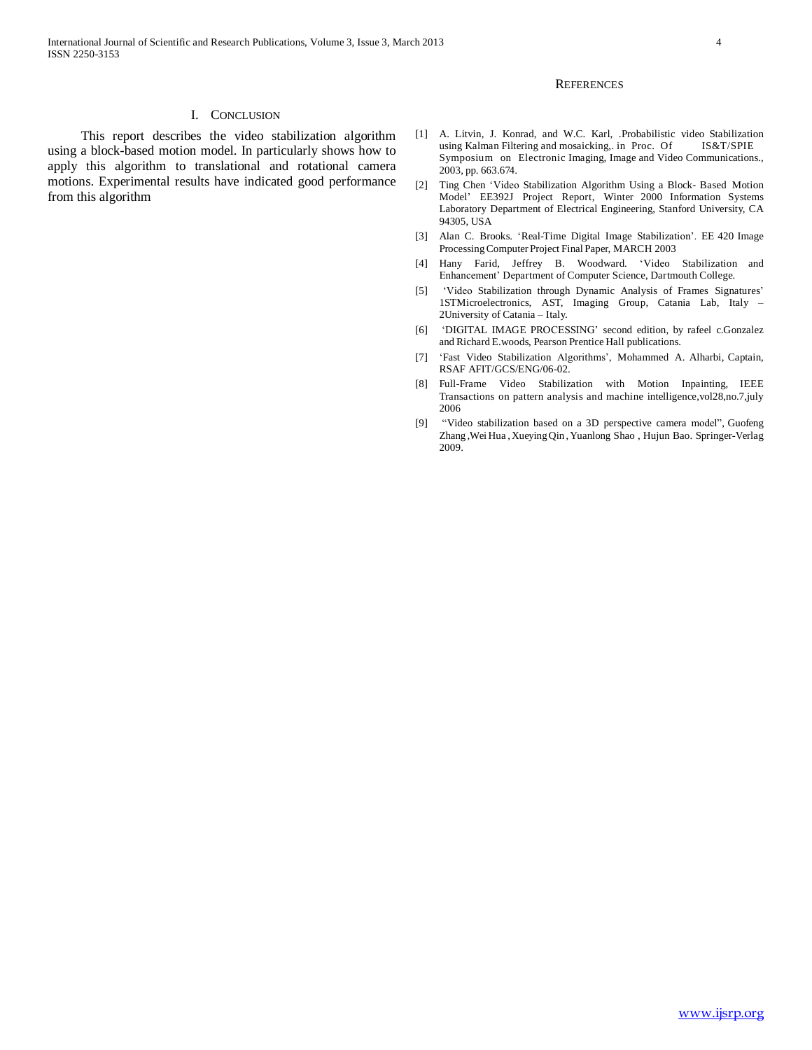## I. Conclusion

This report describes the video stabilization algorithm using a block-based motion model. In particularly shows how to apply this algorithm to translational and rotational camera motions. Experimental results have indicated good performance from this algorithm

## References

[1] A. Litvin, J. Konrad, and W.C. Karl, .Probabilistic video Stabilization using Kalman Filtering and mosaicking,. in Proc. Of IS&T/SPIE Symposium on Electronic Imaging, Image and Video Communications., 2003, pp. 663.674.

[2] Ting Chen 'Video Stabilization Algorithm Using a Block- Based Motion Model' EE392J Project Report, Winter 2000 Information Systems Laboratory Department of Electrical Engineering, Stanford University, CA 94305, USA

[3] Alan C. Brooks. 'Real-Time Digital Image Stabilization'. EE 420 Image Processing Computer Project Final Paper, MARCH 2003

[4] Hany Farid, Jeffrey B. Woodward. 'Video Stabilization and Enhancement' Department of Computer Science, Dartmouth College.

[5] 'Video Stabilization through Dynamic Analysis of Frames Signatures' 1STMicroelectronics, AST, Imaging Group, Catania Lab, Italy – 2University of Catania – Italy.

[6] 'DIGITAL IMAGE PROCESSING' second edition, by rafeel c.Gonzalez and Richard E.woods, Pearson Prentice Hall publications.

[7] 'Fast Video Stabilization Algorithms', Mohammed A. Alharbi, Captain, RSAF AFIT/GCS/ENG/06-02.

[8] Full-Frame Video Stabilization with Motion Inpainting, IEEE Transactions on pattern analysis and machine intelligence,vol28,no.7,july 2006

[9] "Video stabilization based on a 3D perspective camera model", Guofeng Zhang ,Wei Hua , Xueying Qin , Yuanlong Shao , Hujun Bao. Springer-Verlag 2009.